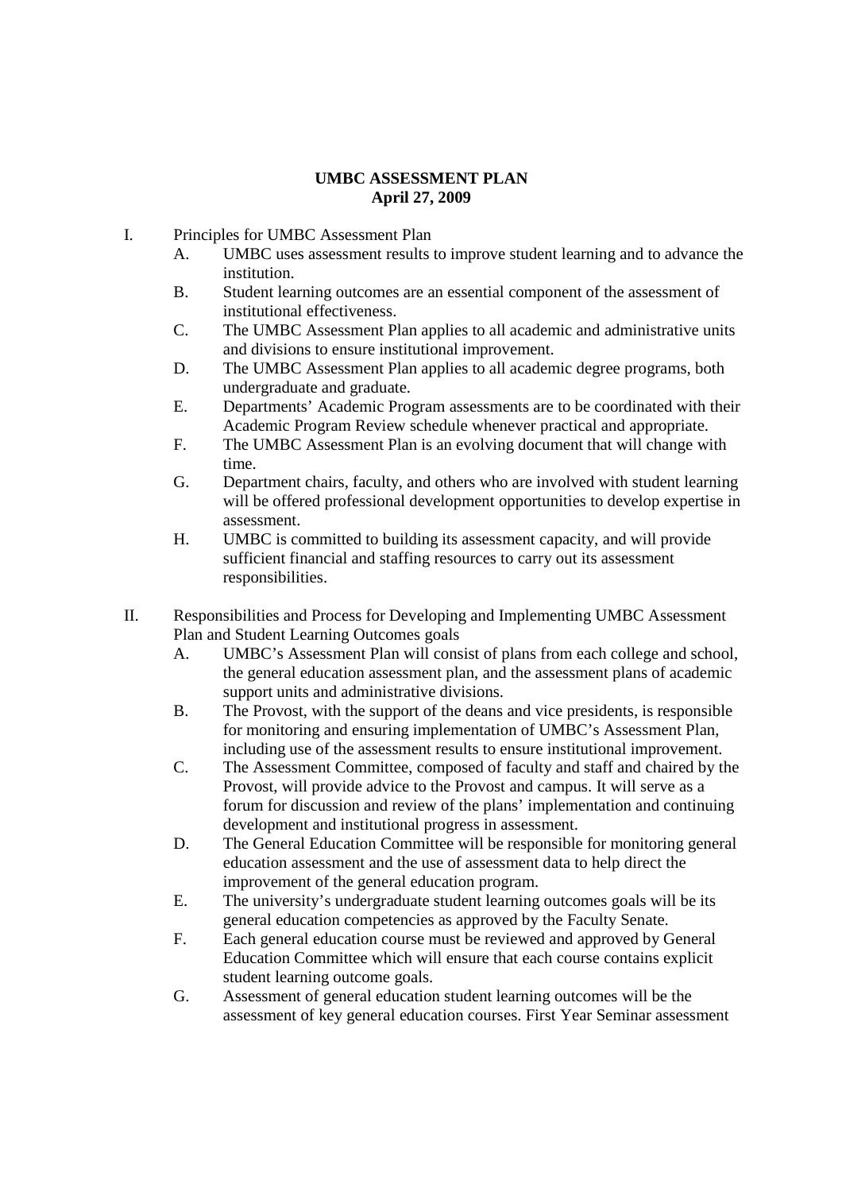# UMBC ASSESSMENT PLAN
**April 27, 2009**

I. Principles for UMBC Assessment Plan
   A. UMBC uses assessment results to improve student learning and to advance the institution.
   B. Student learning outcomes are an essential component of the assessment of institutional effectiveness.
   C. The UMBC Assessment Plan applies to all academic and administrative units and divisions to ensure institutional improvement.
   D. The UMBC Assessment Plan applies to all academic degree programs, both undergraduate and graduate.
   E. Departments' Academic Program assessments are to be coordinated with their Academic Program Review schedule whenever practical and appropriate.
   F. The UMBC Assessment Plan is an evolving document that will change with time.
   G. Department chairs, faculty, and others who are involved with student learning will be offered professional development opportunities to develop expertise in assessment.
   H. UMBC is committed to building its assessment capacity, and will provide sufficient financial and staffing resources to carry out its assessment responsibilities.

II. Responsibilities and Process for Developing and Implementing UMBC Assessment Plan and Student Learning Outcomes goals
   A. UMBC's Assessment Plan will consist of plans from each college and school, the general education assessment plan, and the assessment plans of academic support units and administrative divisions.
   B. The Provost, with the support of the deans and vice presidents, is responsible for monitoring and ensuring implementation of UMBC's Assessment Plan, including use of the assessment results to ensure institutional improvement.
   C. The Assessment Committee, composed of faculty and staff and chaired by the Provost, will provide advice to the Provost and campus. It will serve as a forum for discussion and review of the plans' implementation and continuing development and institutional progress in assessment.
   D. The General Education Committee will be responsible for monitoring general education assessment and the use of assessment data to help direct the improvement of the general education program.
   E. The university's undergraduate student learning outcomes goals will be its general education competencies as approved by the Faculty Senate.
   F. Each general education course must be reviewed and approved by General Education Committee which will ensure that each course contains explicit student learning outcome goals.
   G. Assessment of general education student learning outcomes will be the assessment of key general education courses. First Year Seminar assessment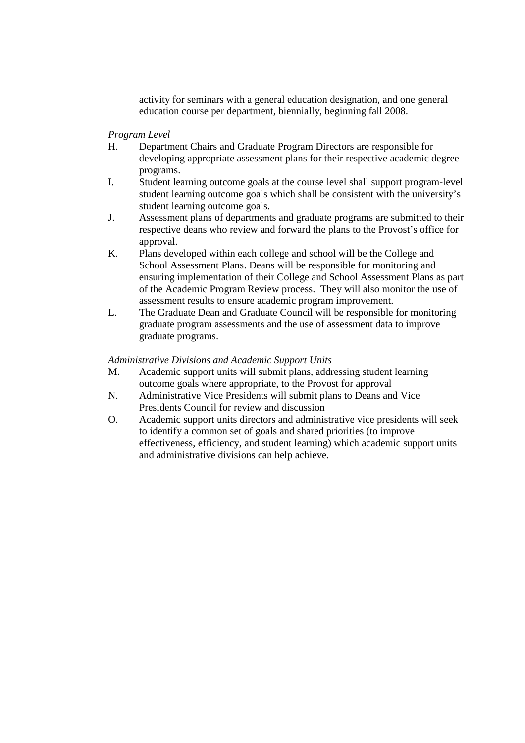activity for seminars with a general education designation, and one general education course per department, biennially, beginning fall 2008.

*Program Level*

H. Department Chairs and Graduate Program Directors are responsible for developing appropriate assessment plans for their respective academic degree programs.

I. Student learning outcome goals at the course level shall support program-level student learning outcome goals which shall be consistent with the university's student learning outcome goals.

J. Assessment plans of departments and graduate programs are submitted to their respective deans who review and forward the plans to the Provost's office for approval.

K. Plans developed within each college and school will be the College and School Assessment Plans. Deans will be responsible for monitoring and ensuring implementation of their College and School Assessment Plans as part of the Academic Program Review process. They will also monitor the use of assessment results to ensure academic program improvement.

L. The Graduate Dean and Graduate Council will be responsible for monitoring graduate program assessments and the use of assessment data to improve graduate programs.

*Administrative Divisions and Academic Support Units*

M. Academic support units will submit plans, addressing student learning outcome goals where appropriate, to the Provost for approval

N. Administrative Vice Presidents will submit plans to Deans and Vice Presidents Council for review and discussion

O. Academic support units directors and administrative vice presidents will seek to identify a common set of goals and shared priorities (to improve effectiveness, efficiency, and student learning) which academic support units and administrative divisions can help achieve.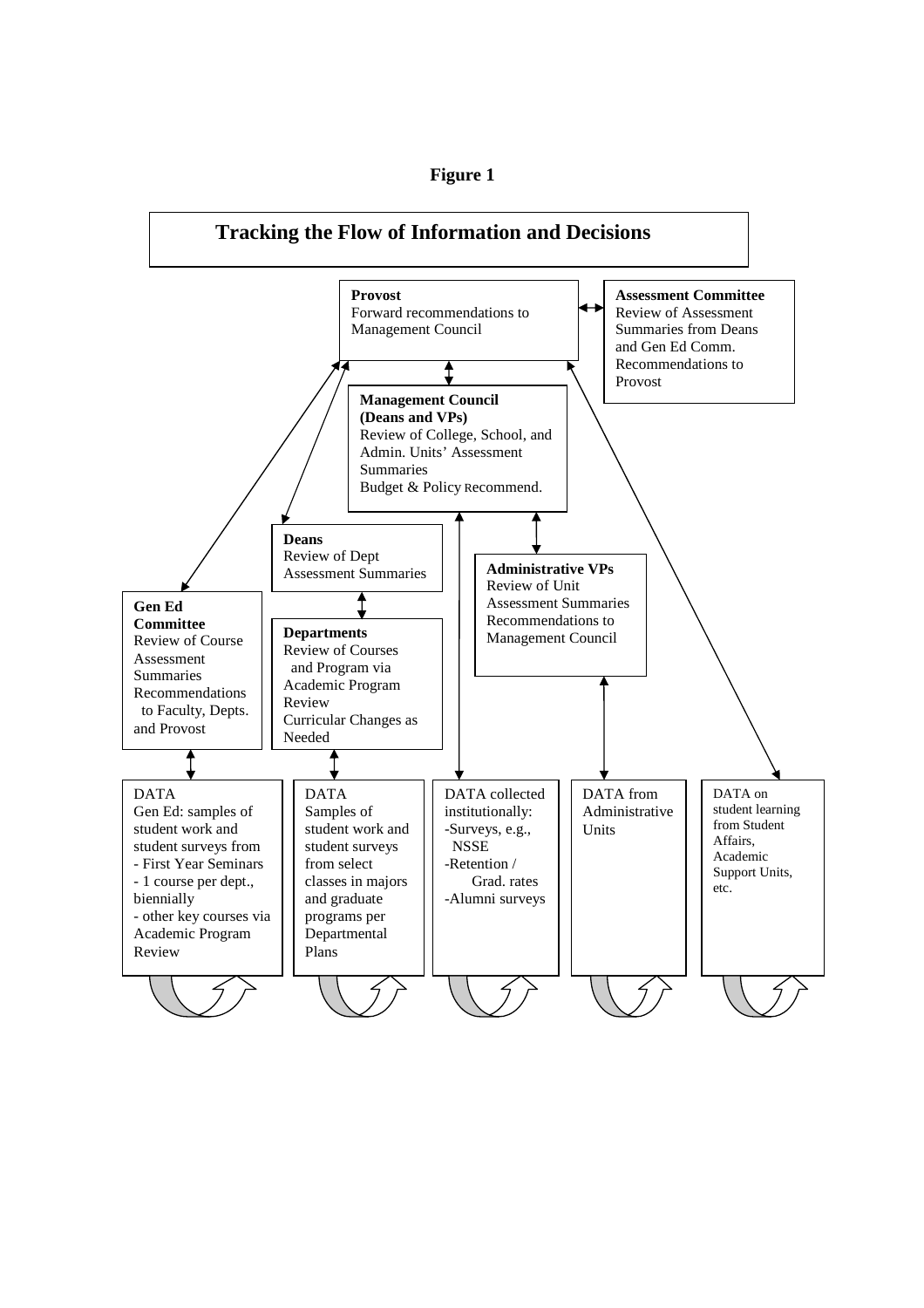**Figure 1**

## Tracking the Flow of Information and Decisions

**Provost**
Forward recommendations to Management Council

**Assessment Committee**
Review of Assessment Summaries from Deans and Gen Ed Comm.
Recommendations to Provost

**Management Council (Deans and VPs)**
Review of College, School, and Admin. Units' Assessment Summaries
Budget & Policy Recommend.

**Deans**
Review of Dept Assessment Summaries

**Administrative VPs**
Review of Unit Assessment Summaries
Recommendations to Management Council

**Gen Ed Committee**
Review of Course Assessment Summaries
Recommendations to Faculty, Depts. and Provost

**Departments**
Review of Courses and Program via Academic Program Review
Curricular Changes as Needed

DATA
Gen Ed: samples of student work and student surveys from
- First Year Seminars
- 1 course per dept., biennially
- other key courses via Academic Program Review

DATA
Samples of student work and student surveys from select classes in majors and graduate programs per Departmental Plans

DATA collected institutionally:
-Surveys, e.g., NSSE
-Retention / Grad. rates
-Alumni surveys

DATA from Administrative Units

DATA on student learning from Student Affairs, Academic Support Units, etc.